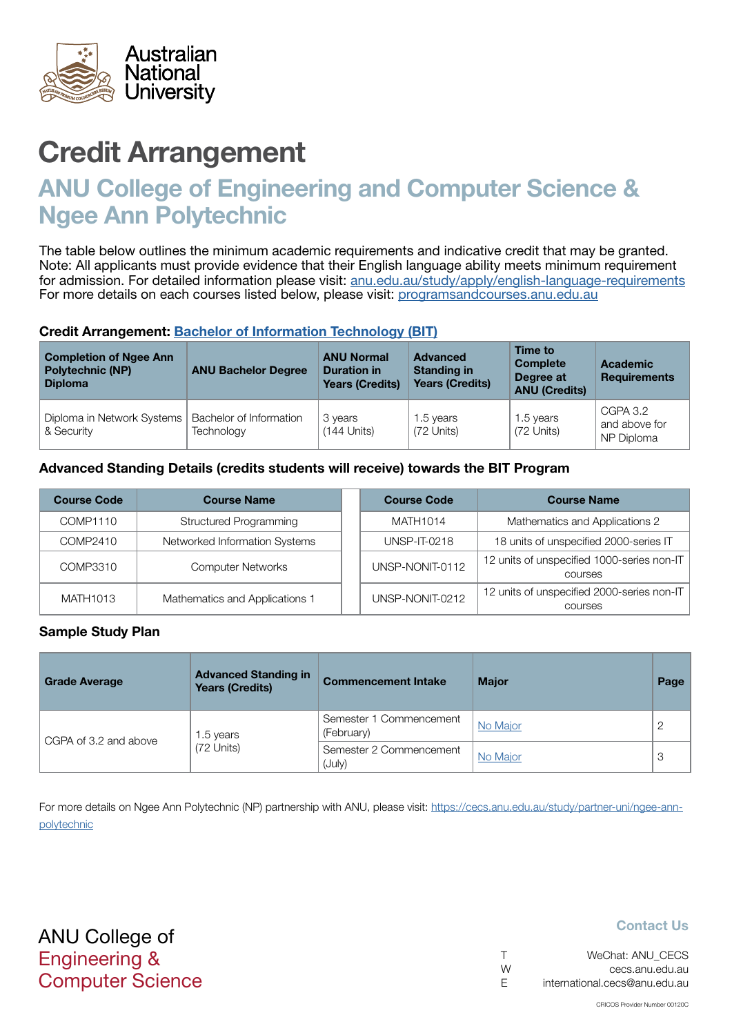Australian National University

# Credit Arrangement

## ANU College of Engineering and Computer Science & Ngee Ann Polytechnic

The table below outlines the minimum academic requirements and indicative credit that may be granted. Note: All applicants must provide evidence that their English language ability meets minimum requirement for admission. For detailed information please visit: [anu.edu.au/study/apply/english-language-requirements](anu.edu.au/study/apply/english-language-requirements)
For more details on each courses listed below, please visit: [programsandcourses.anu.edu.au](programsandcourses.anu.edu.au)

**Credit Arrangement: [Bachelor of Information Technology (BIT)]()**

| Completion of Ngee Ann Polytechnic (NP) Diploma | ANU Bachelor Degree | ANU Normal Duration in Years (Credits) | Advanced Standing in Years (Credits) | Time to Complete Degree at ANU (Credits) | Academic Requirements |
|---|---|---|---|---|---|
| Diploma in Network Systems & Security | Bachelor of Information Technology | 3 years (144 Units) | 1.5 years (72 Units) | 1.5 years (72 Units) | CGPA 3.2 and above for NP Diploma |

**Advanced Standing Details (credits students will receive) towards the BIT Program**

| Course Code | Course Name | Course Code | Course Name |
|---|---|---|---|
| COMP1110 | Structured Programming | MATH1014 | Mathematics and Applications 2 |
| COMP2410 | Networked Information Systems | UNSP-IT-0218 | 18 units of unspecified 2000-series IT |
| COMP3310 | Computer Networks | UNSP-NONIT-0112 | 12 units of unspecified 1000-series non-IT courses |
| MATH1013 | Mathematics and Applications 1 | UNSP-NONIT-0212 | 12 units of unspecified 2000-series non-IT courses |

**Sample Study Plan**

| Grade Average | Advanced Standing in Years (Credits) | Commencement Intake | Major | Page |
|---|---|---|---|---|
| CGPA of 3.2 and above | 1.5 years (72 Units) | Semester 1 Commencement (February) | [No Major]() | 2 |
| | | Semester 2 Commencement (July) | [No Major]() | 3 |

For more details on Ngee Ann Polytechnic (NP) partnership with ANU, please visit: [https://cecs.anu.edu.au/study/partner-uni/ngee-ann-polytechnic](https://cecs.anu.edu.au/study/partner-uni/ngee-ann-polytechnic)

ANU College of Engineering & Computer Science

**Contact Us**

T WeChat: ANU_CECS
W cecs.anu.edu.au
E international.cecs@anu.edu.au

CRICOS Provider Number 00120C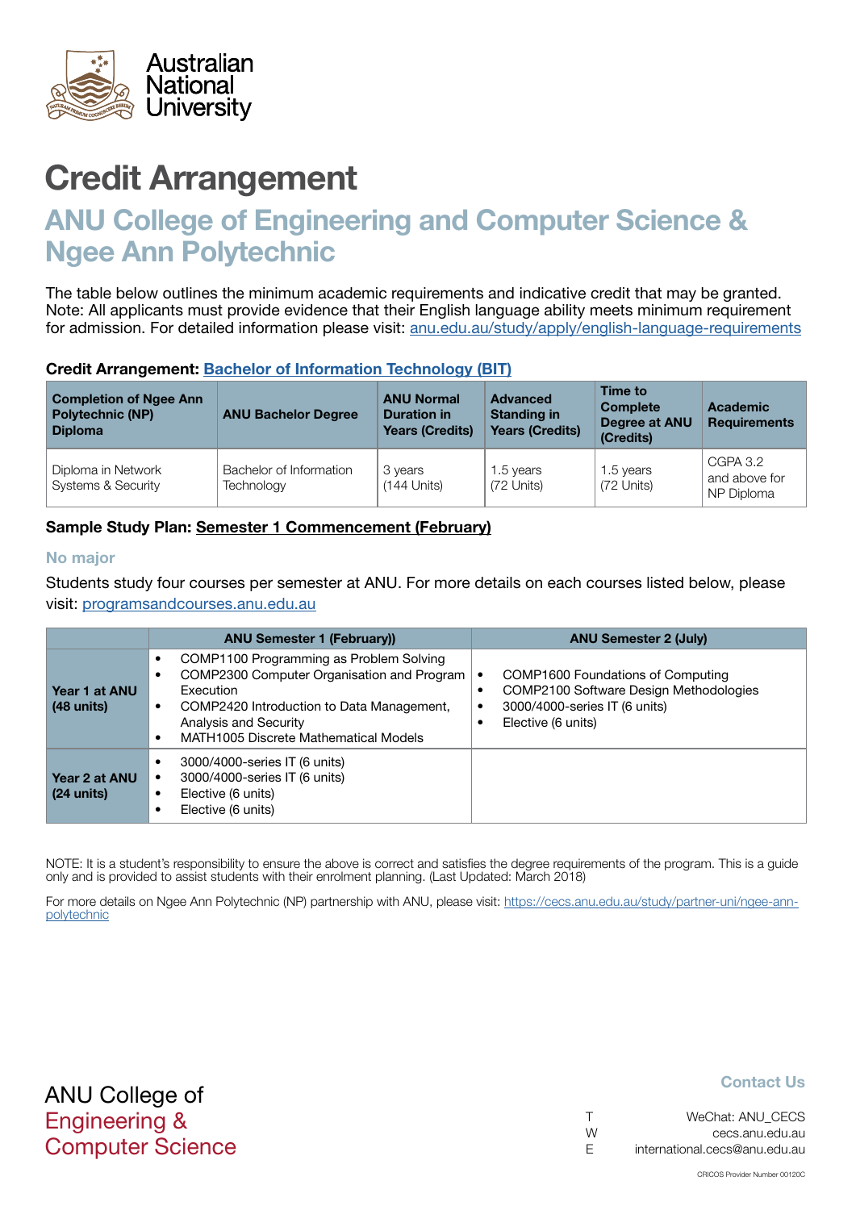Australian National University

# Credit Arrangement

## ANU College of Engineering and Computer Science & Ngee Ann Polytechnic

The table below outlines the minimum academic requirements and indicative credit that may be granted. Note: All applicants must provide evidence that their English language ability meets minimum requirement for admission. For detailed information please visit: [anu.edu.au/study/apply/english-language-requirements](anu.edu.au/study/apply/english-language-requirements)

**Credit Arrangement: [Bachelor of Information Technology (BIT)]()**

| Completion of Ngee Ann Polytechnic (NP) Diploma | ANU Bachelor Degree | ANU Normal Duration in Years (Credits) | Advanced Standing in Years (Credits) | Time to Complete Degree at ANU (Credits) | Academic Requirements |
|---|---|---|---|---|---|
| Diploma in Network Systems & Security | Bachelor of Information Technology | 3 years (144 Units) | 1.5 years (72 Units) | 1.5 years (72 Units) | CGPA 3.2 and above for NP Diploma |

**Sample Study Plan: [Semester 1 Commencement (February)]()**

### No major

Students study four courses per semester at ANU. For more details on each courses listed below, please visit: [programsandcourses.anu.edu.au](programsandcourses.anu.edu.au)

| | ANU Semester 1 (February)) | ANU Semester 2 (July) |
|---|---|---|
| **Year 1 at ANU (48 units)** | • COMP1100 Programming as Problem Solving<br>• COMP2300 Computer Organisation and Program Execution<br>• COMP2420 Introduction to Data Management, Analysis and Security<br>• MATH1005 Discrete Mathematical Models | • COMP1600 Foundations of Computing<br>• COMP2100 Software Design Methodologies<br>• 3000/4000-series IT (6 units)<br>• Elective (6 units) |
| **Year 2 at ANU (24 units)** | • 3000/4000-series IT (6 units)<br>• 3000/4000-series IT (6 units)<br>• Elective (6 units)<br>• Elective (6 units) | |

NOTE: It is a student's responsibility to ensure the above is correct and satisfies the degree requirements of the program. This is a guide only and is provided to assist students with their enrolment planning. (Last Updated: March 2018)

For more details on Ngee Ann Polytechnic (NP) partnership with ANU, please visit: [https://cecs.anu.edu.au/study/partner-uni/ngee-ann-polytechnic](https://cecs.anu.edu.au/study/partner-uni/ngee-ann-polytechnic)

ANU College of Engineering & Computer Science

**Contact Us**

T WeChat: ANU_CECS
W cecs.anu.edu.au
E international.cecs@anu.edu.au

CRICOS Provider Number 00120C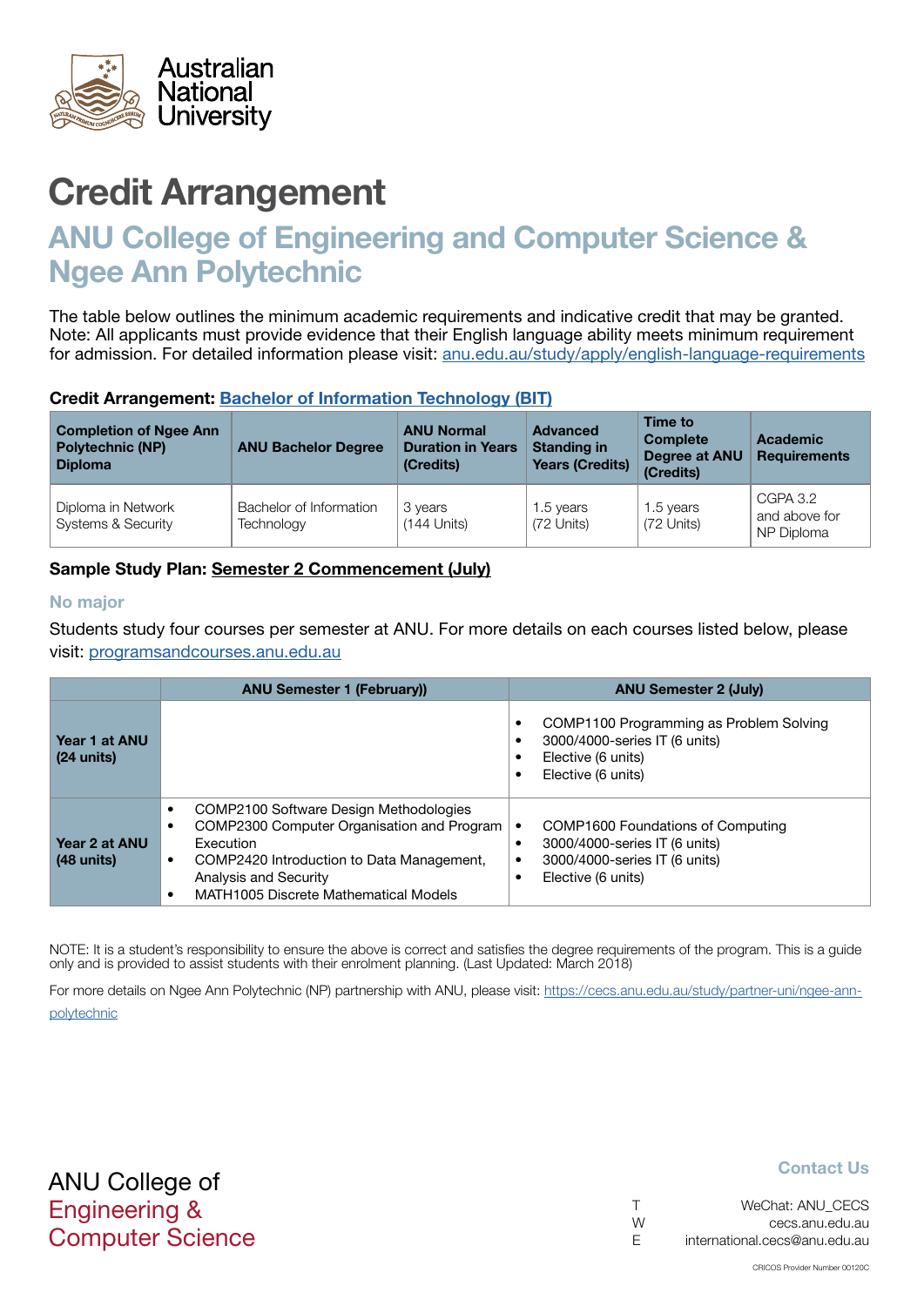Australian National University

# Credit Arrangement

## ANU College of Engineering and Computer Science & Ngee Ann Polytechnic

The table below outlines the minimum academic requirements and indicative credit that may be granted.
Note: All applicants must provide evidence that their English language ability meets minimum requirement for admission. For detailed information please visit: anu.edu.au/study/apply/english-language-requirements

**Credit Arrangement: Bachelor of Information Technology (BIT)**

| Completion of Ngee Ann Polytechnic (NP) Diploma | ANU Bachelor Degree | ANU Normal Duration in Years (Credits) | Advanced Standing in Years (Credits) | Time to Complete Degree at ANU (Credits) | Academic Requirements |
|---|---|---|---|---|---|
| Diploma in Network Systems & Security | Bachelor of Information Technology | 3 years (144 Units) | 1.5 years (72 Units) | 1.5 years (72 Units) | CGPA 3.2 and above for NP Diploma |

**Sample Study Plan: Semester 2 Commencement (July)**

### No major

Students study four courses per semester at ANU. For more details on each courses listed below, please visit: programsandcourses.anu.edu.au

| | ANU Semester 1 (February)) | ANU Semester 2 (July) |
|---|---|---|
| **Year 1 at ANU (24 units)** | | • COMP1100 Programming as Problem Solving<br>• 3000/4000-series IT (6 units)<br>• Elective (6 units)<br>• Elective (6 units) |
| **Year 2 at ANU (48 units)** | • COMP2100 Software Design Methodologies<br>• COMP2300 Computer Organisation and Program Execution<br>• COMP2420 Introduction to Data Management, Analysis and Security<br>• MATH1005 Discrete Mathematical Models | • COMP1600 Foundations of Computing<br>• 3000/4000-series IT (6 units)<br>• 3000/4000-series IT (6 units)<br>• Elective (6 units) |

NOTE: It is a student's responsibility to ensure the above is correct and satisfies the degree requirements of the program. This is a guide only and is provided to assist students with their enrolment planning. (Last Updated: March 2018)

For more details on Ngee Ann Polytechnic (NP) partnership with ANU, please visit: https://cecs.anu.edu.au/study/partner-uni/ngee-ann-polytechnic

ANU College of Engineering & Computer Science

**Contact Us**

T WeChat: ANU_CECS
W cecs.anu.edu.au
E international.cecs@anu.edu.au

CRICOS Provider Number 00120C